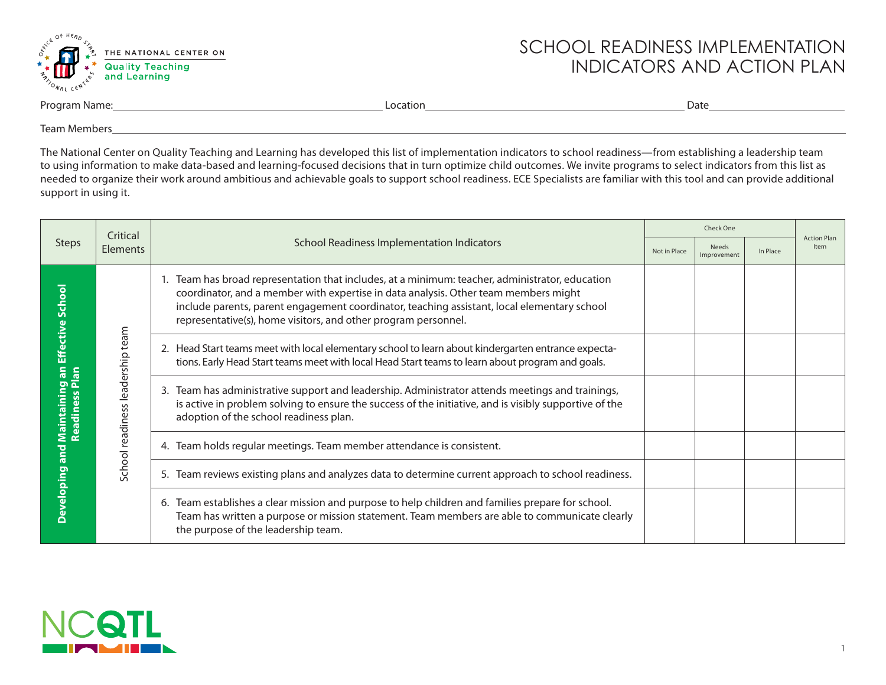THE NATIONAL CENTER ON Quality Teaching and Learning

# SCHOOL READINESS IMPLEMENTATION INDICATORS AND ACTION PLAN

Program Name:______________________ Location______________________ Date______________

Team Members______________________________________________

The National Center on Quality Teaching and Learning has developed this list of implementation indicators to school readiness—from establishing a leadership team to using information to make data-based and learning-focused decisions that in turn optimize child outcomes. We invite programs to select indicators from this list as needed to organize their work around ambitious and achievable goals to support school readiness. ECE Specialists are familiar with this tool and can provide additional support in using it.

| Steps | Critical Elements | School Readiness Implementation Indicators | Check One | | | Action Plan Item |
|---|---|---|---|---|---|---|
| | | | Not in Place | Needs Improvement | In Place | |
| Developing and Maintaining an Effective School Readiness Plan | School readiness leadership team | 1. Team has broad representation that includes, at a minimum: teacher, administrator, education coordinator, and a member with expertise in data analysis. Other team members might include parents, parent engagement coordinator, teaching assistant, local elementary school representative(s), home visitors, and other program personnel. | | | | |
| | | 2. Head Start teams meet with local elementary school to learn about kindergarten entrance expectations. Early Head Start teams meet with local Head Start teams to learn about program and goals. | | | | |
| | | 3. Team has administrative support and leadership. Administrator attends meetings and trainings, is active in problem solving to ensure the success of the initiative, and is visibly supportive of the adoption of the school readiness plan. | | | | |
| | | 4. Team holds regular meetings. Team member attendance is consistent. | | | | |
| | | 5. Team reviews existing plans and analyzes data to determine current approach to school readiness. | | | | |
| | | 6. Team establishes a clear mission and purpose to help children and families prepare for school. Team has written a purpose or mission statement. Team members are able to communicate clearly the purpose of the leadership team. | | | | |

NCQTL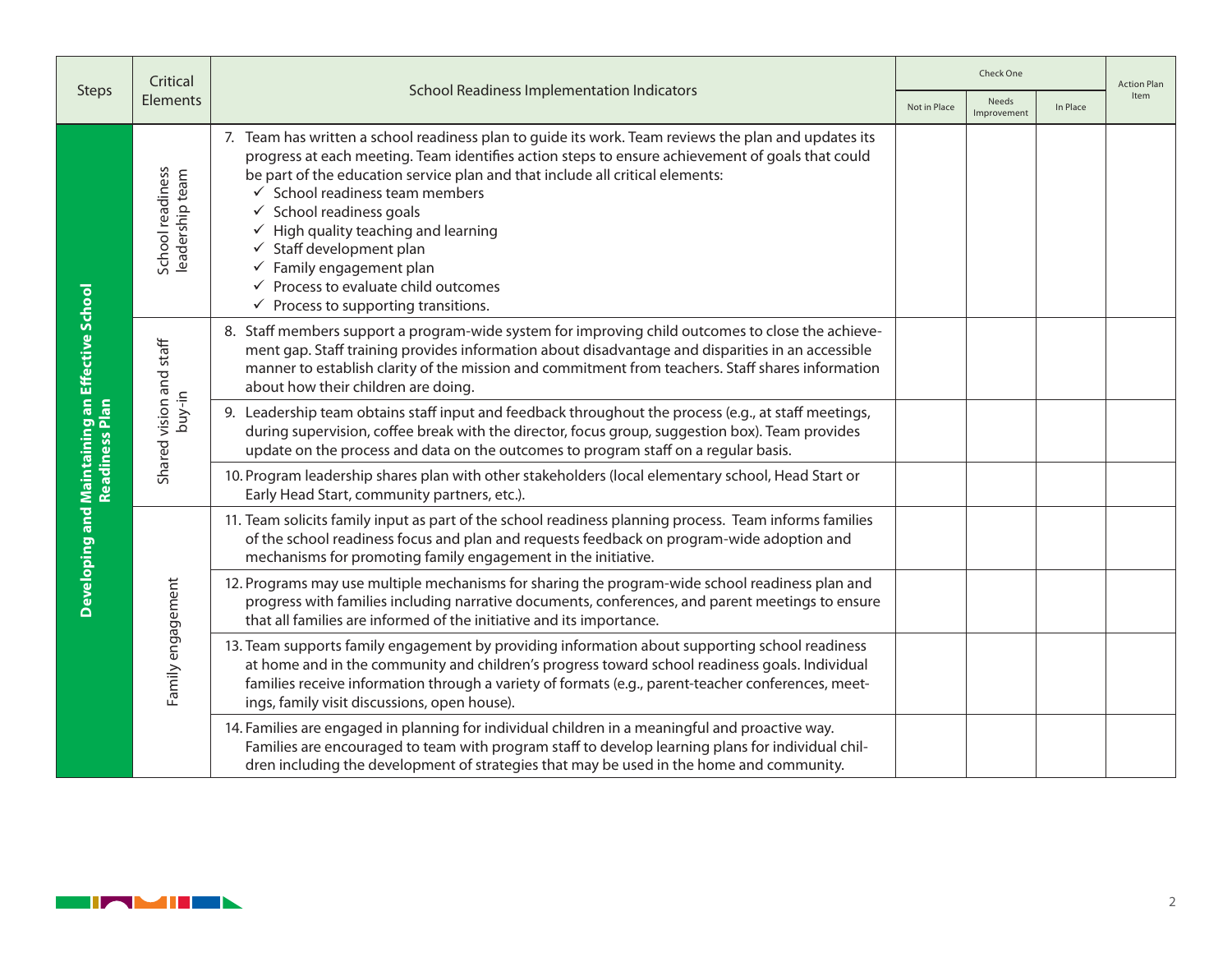| Steps | Critical Elements | School Readiness Implementation Indicators | Check One | | | Action Plan Item |
|---|---|---|---|---|---|---|
| | | | Not in Place | Needs Improvement | In Place | |
| **Developing and Maintaining an Effective School Readiness Plan** | School readiness leadership team | 7. Team has written a school readiness plan to guide its work. Team reviews the plan and updates its progress at each meeting. Team identifies action steps to ensure achievement of goals that could be part of the education service plan and that include all critical elements: ✓ School readiness team members ✓ School readiness goals ✓ High quality teaching and learning ✓ Staff development plan ✓ Family engagement plan ✓ Process to evaluate child outcomes ✓ Process to supporting transitions. | | | | |
| | Shared vision and staff buy-in | 8. Staff members support a program-wide system for improving child outcomes to close the achievement gap. Staff training provides information about disadvantage and disparities in an accessible manner to establish clarity of the mission and commitment from teachers. Staff shares information about how their children are doing. | | | | |
| | | 9. Leadership team obtains staff input and feedback throughout the process (e.g., at staff meetings, during supervision, coffee break with the director, focus group, suggestion box). Team provides update on the process and data on the outcomes to program staff on a regular basis. | | | | |
| | | 10. Program leadership shares plan with other stakeholders (local elementary school, Head Start or Early Head Start, community partners, etc.). | | | | |
| | Family engagement | 11. Team solicits family input as part of the school readiness planning process. Team informs families of the school readiness focus and plan and requests feedback on program-wide adoption and mechanisms for promoting family engagement in the initiative. | | | | |
| | | 12. Programs may use multiple mechanisms for sharing the program-wide school readiness plan and progress with families including narrative documents, conferences, and parent meetings to ensure that all families are informed of the initiative and its importance. | | | | |
| | | 13. Team supports family engagement by providing information about supporting school readiness at home and in the community and children's progress toward school readiness goals. Individual families receive information through a variety of formats (e.g., parent-teacher conferences, meetings, family visit discussions, open house). | | | | |
| | | 14. Families are engaged in planning for individual children in a meaningful and proactive way. Families are encouraged to team with program staff to develop learning plans for individual children including the development of strategies that may be used in the home and community. | | | | |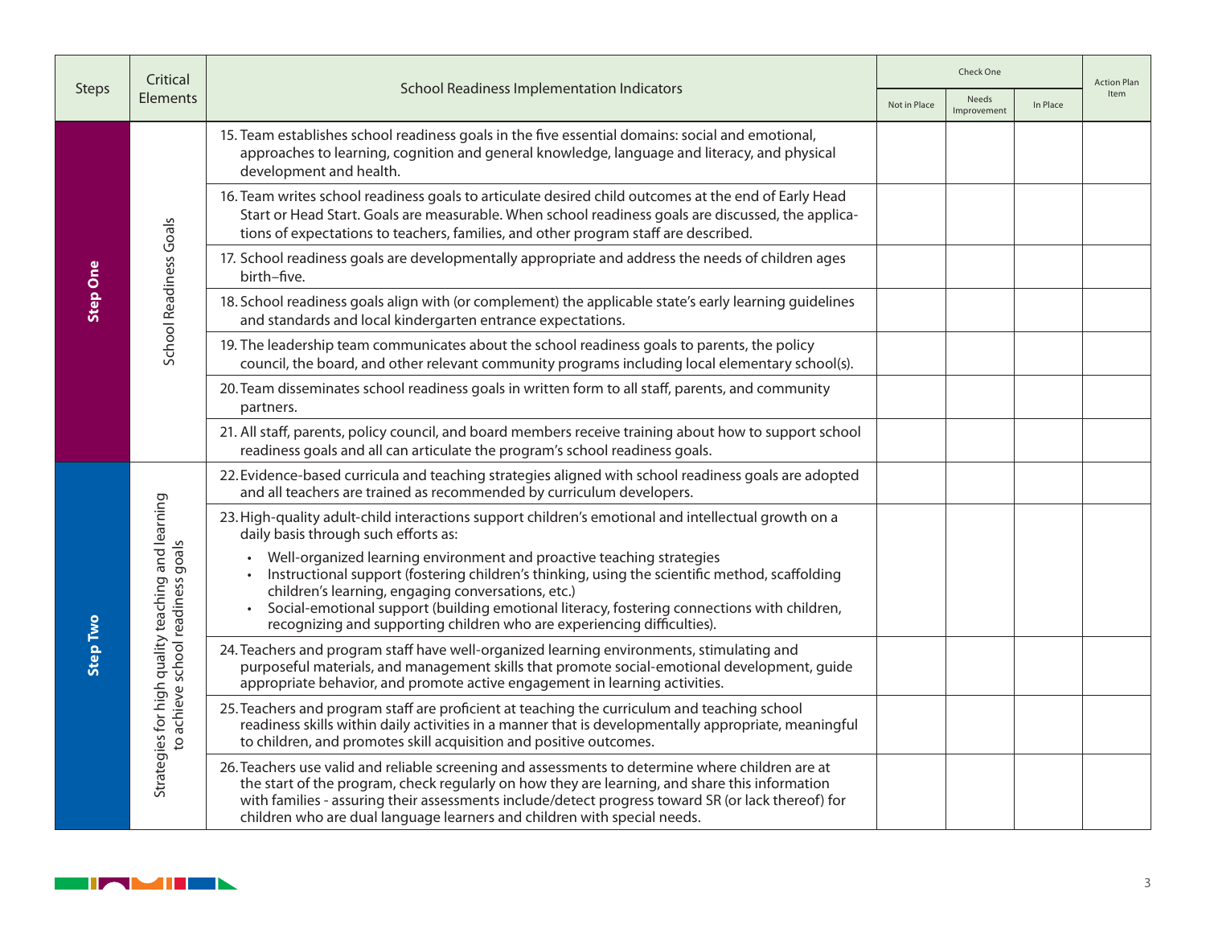| Steps | Critical Elements | School Readiness Implementation Indicators | Check One | | | Action Plan Item |
|---|---|---|---|---|---|---|
| | | | Not in Place | Needs Improvement | In Place | |
| **Step One** | School Readiness Goals | 15. Team establishes school readiness goals in the five essential domains: social and emotional, approaches to learning, cognition and general knowledge, language and literacy, and physical development and health. | | | | |
| | | 16. Team writes school readiness goals to articulate desired child outcomes at the end of Early Head Start or Head Start. Goals are measurable. When school readiness goals are discussed, the applications of expectations to teachers, families, and other program staff are described. | | | | |
| | | 17. School readiness goals are developmentally appropriate and address the needs of children ages birth–five. | | | | |
| | | 18. School readiness goals align with (or complement) the applicable state's early learning guidelines and standards and local kindergarten entrance expectations. | | | | |
| | | 19. The leadership team communicates about the school readiness goals to parents, the policy council, the board, and other relevant community programs including local elementary school(s). | | | | |
| | | 20. Team disseminates school readiness goals in written form to all staff, parents, and community partners. | | | | |
| | | 21. All staff, parents, policy council, and board members receive training about how to support school readiness goals and all can articulate the program's school readiness goals. | | | | |
| **Step Two** | Strategies for high quality teaching and learning to achieve school readiness goals | 22. Evidence-based curricula and teaching strategies aligned with school readiness goals are adopted and all teachers are trained as recommended by curriculum developers. | | | | |
| | | 23. High-quality adult-child interactions support children's emotional and intellectual growth on a daily basis through such efforts as: <br>• Well-organized learning environment and proactive teaching strategies <br>• Instructional support (fostering children's thinking, using the scientific method, scaffolding children's learning, engaging conversations, etc.) <br>• Social-emotional support (building emotional literacy, fostering connections with children, recognizing and supporting children who are experiencing difficulties). | | | | |
| | | 24. Teachers and program staff have well-organized learning environments, stimulating and purposeful materials, and management skills that promote social-emotional development, guide appropriate behavior, and promote active engagement in learning activities. | | | | |
| | | 25. Teachers and program staff are proficient at teaching the curriculum and teaching school readiness skills within daily activities in a manner that is developmentally appropriate, meaningful to children, and promotes skill acquisition and positive outcomes. | | | | |
| | | 26. Teachers use valid and reliable screening and assessments to determine where children are at the start of the program, check regularly on how they are learning, and share this information with families - assuring their assessments include/detect progress toward SR (or lack thereof) for children who are dual language learners and children with special needs. | | | | |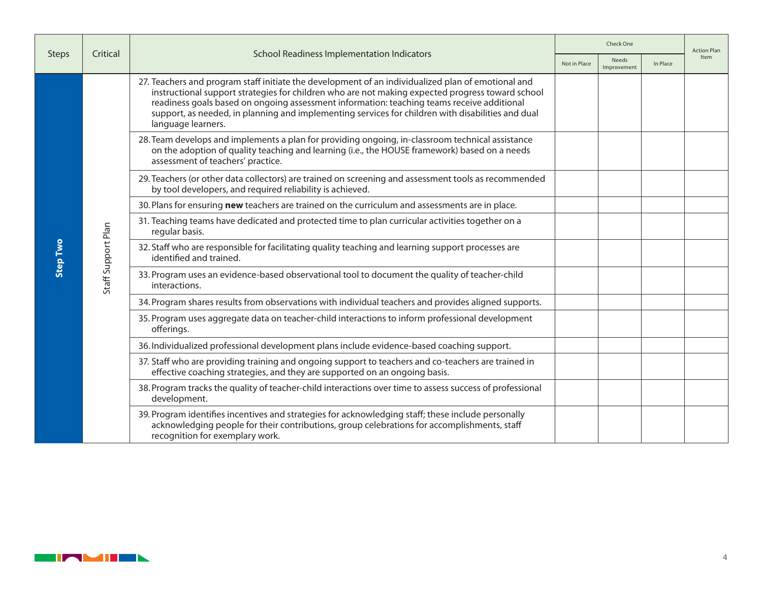| Steps | Critical | School Readiness Implementation Indicators | Check One | | | Action Plan Item |
|---|---|---|---|---|---|---|
| | | | Not in Place | Needs Improvement | In Place | |
| Step Two | Staff Support Plan | 27. Teachers and program staff initiate the development of an individualized plan of emotional and instructional support strategies for children who are not making expected progress toward school readiness goals based on ongoing assessment information: teaching teams receive additional support, as needed, in planning and implementing services for children with disabilities and dual language learners. | | | | |
| | | 28. Team develops and implements a plan for providing ongoing, in-classroom technical assistance on the adoption of quality teaching and learning (i.e., the HOUSE framework) based on a needs assessment of teachers' practice. | | | | |
| | | 29. Teachers (or other data collectors) are trained on screening and assessment tools as recommended by tool developers, and required reliability is achieved. | | | | |
| | | 30. Plans for ensuring **new** teachers are trained on the curriculum and assessments are in place. | | | | |
| | | 31. Teaching teams have dedicated and protected time to plan curricular activities together on a regular basis. | | | | |
| | | 32. Staff who are responsible for facilitating quality teaching and learning support processes are identified and trained. | | | | |
| | | 33. Program uses an evidence-based observational tool to document the quality of teacher-child interactions. | | | | |
| | | 34. Program shares results from observations with individual teachers and provides aligned supports. | | | | |
| | | 35. Program uses aggregate data on teacher-child interactions to inform professional development offerings. | | | | |
| | | 36. Individualized professional development plans include evidence-based coaching support. | | | | |
| | | 37. Staff who are providing training and ongoing support to teachers and co-teachers are trained in effective coaching strategies, and they are supported on an ongoing basis. | | | | |
| | | 38. Program tracks the quality of teacher-child interactions over time to assess success of professional development. | | | | |
| | | 39. Program identifies incentives and strategies for acknowledging staff; these include personally acknowledging people for their contributions, group celebrations for accomplishments, staff recognition for exemplary work. | | | | |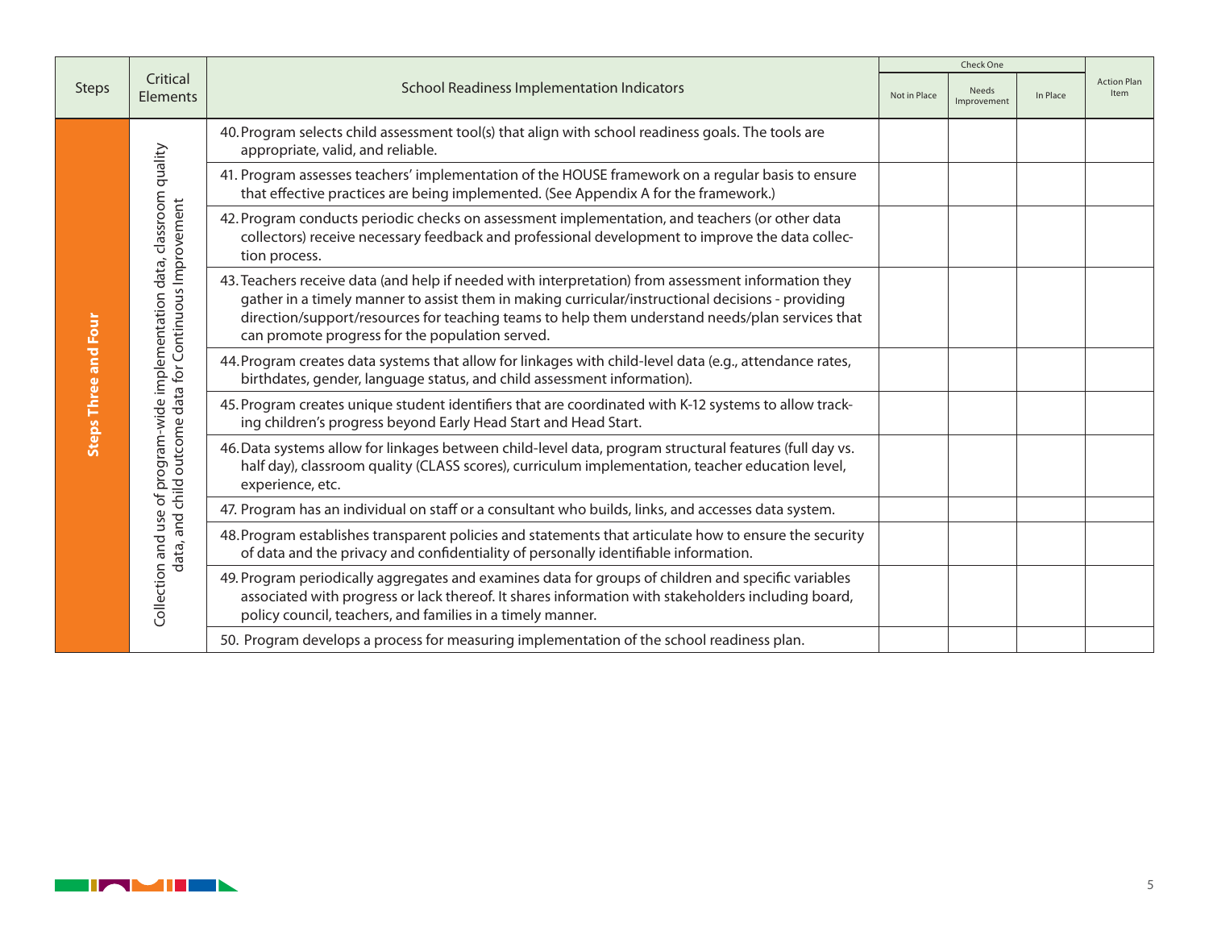| Steps | Critical Elements | School Readiness Implementation Indicators | Check One | | | Action Plan Item |
|---|---|---|---|---|---|---|
| | | | Not in Place | Needs Improvement | In Place | |
| **Steps Three and Four** | Collection and use of program-wide implementation data, classroom quality data, and child outcome data for Continuous Improvement | 40. Program selects child assessment tool(s) that align with school readiness goals. The tools are appropriate, valid, and reliable. | | | | |
| | | 41. Program assesses teachers' implementation of the HOUSE framework on a regular basis to ensure that effective practices are being implemented. (See Appendix A for the framework.) | | | | |
| | | 42. Program conducts periodic checks on assessment implementation, and teachers (or other data collectors) receive necessary feedback and professional development to improve the data collection process. | | | | |
| | | 43. Teachers receive data (and help if needed with interpretation) from assessment information they gather in a timely manner to assist them in making curricular/instructional decisions - providing direction/support/resources for teaching teams to help them understand needs/plan services that can promote progress for the population served. | | | | |
| | | 44. Program creates data systems that allow for linkages with child-level data (e.g., attendance rates, birthdates, gender, language status, and child assessment information). | | | | |
| | | 45. Program creates unique student identifiers that are coordinated with K-12 systems to allow tracking children's progress beyond Early Head Start and Head Start. | | | | |
| | | 46. Data systems allow for linkages between child-level data, program structural features (full day vs. half day), classroom quality (CLASS scores), curriculum implementation, teacher education level, experience, etc. | | | | |
| | | 47. Program has an individual on staff or a consultant who builds, links, and accesses data system. | | | | |
| | | 48. Program establishes transparent policies and statements that articulate how to ensure the security of data and the privacy and confidentiality of personally identifiable information. | | | | |
| | | 49. Program periodically aggregates and examines data for groups of children and specific variables associated with progress or lack thereof. It shares information with stakeholders including board, policy council, teachers, and families in a timely manner. | | | | |
| | | 50. Program develops a process for measuring implementation of the school readiness plan. | | | | |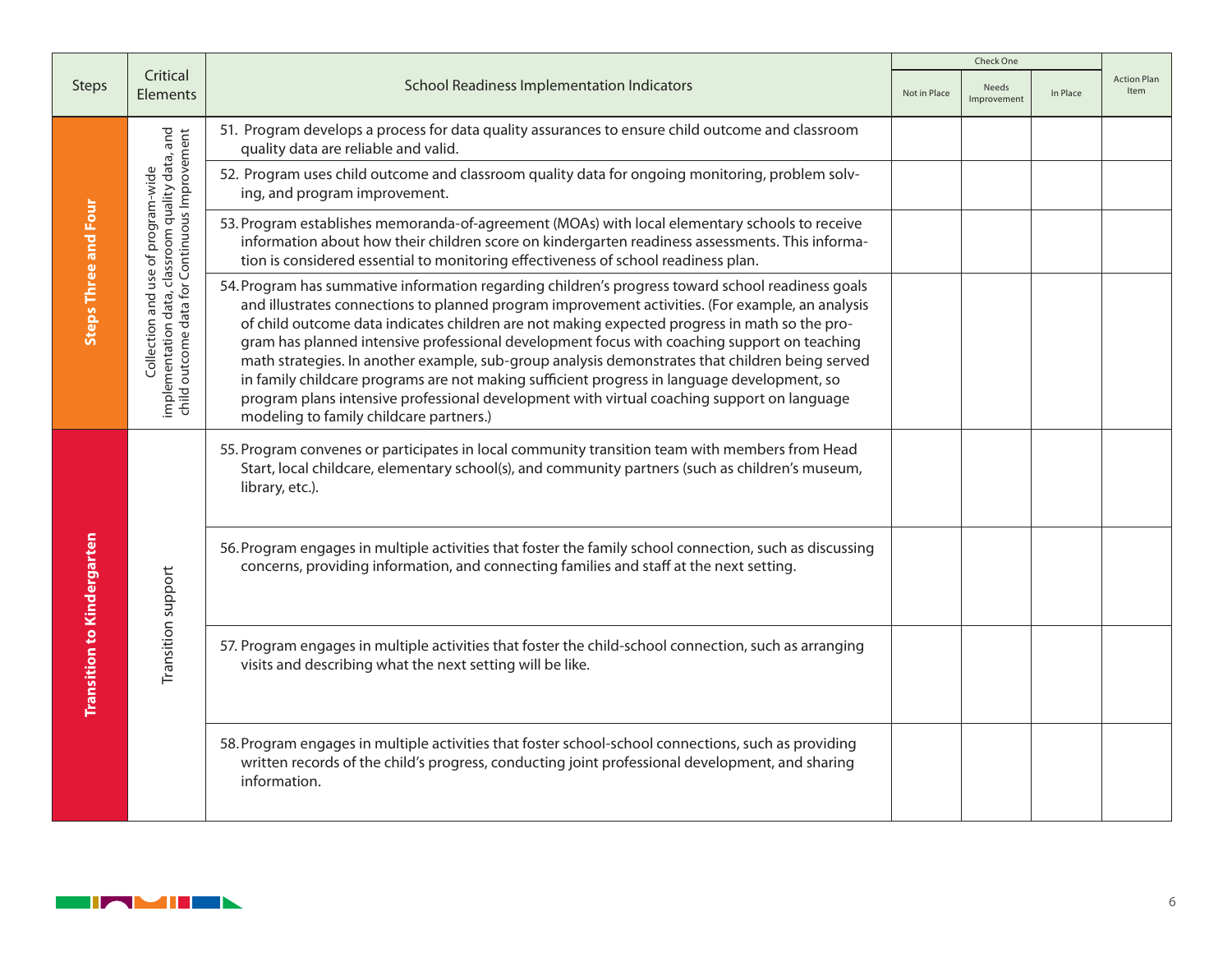| Steps | Critical Elements | School Readiness Implementation Indicators | Check One: Not in Place | Check One: Needs Improvement | Check One: In Place | Action Plan Item |
|---|---|---|---|---|---|---|
| Steps Three and Four | Collection and use of program-wide implementation data, classroom quality data, and child outcome data for Continuous Improvement | 51. Program develops a process for data quality assurances to ensure child outcome and classroom quality data are reliable and valid. | | | | |
| | | 52. Program uses child outcome and classroom quality data for ongoing monitoring, problem solving, and program improvement. | | | | |
| | | 53. Program establishes memoranda-of-agreement (MOAs) with local elementary schools to receive information about how their children score on kindergarten readiness assessments. This information is considered essential to monitoring effectiveness of school readiness plan. | | | | |
| | | 54. Program has summative information regarding children's progress toward school readiness goals and illustrates connections to planned program improvement activities. (For example, an analysis of child outcome data indicates children are not making expected progress in math so the program has planned intensive professional development focus with coaching support on teaching math strategies. In another example, sub-group analysis demonstrates that children being served in family childcare programs are not making sufficient progress in language development, so program plans intensive professional development with virtual coaching support on language modeling to family childcare partners.) | | | | |
| Transition to Kindergarten | Transition support | 55. Program convenes or participates in local community transition team with members from Head Start, local childcare, elementary school(s), and community partners (such as children's museum, library, etc.). | | | | |
| | | 56. Program engages in multiple activities that foster the family school connection, such as discussing concerns, providing information, and connecting families and staff at the next setting. | | | | |
| | | 57. Program engages in multiple activities that foster the child-school connection, such as arranging visits and describing what the next setting will be like. | | | | |
| | | 58. Program engages in multiple activities that foster school-school connections, such as providing written records of the child's progress, conducting joint professional development, and sharing information. | | | | |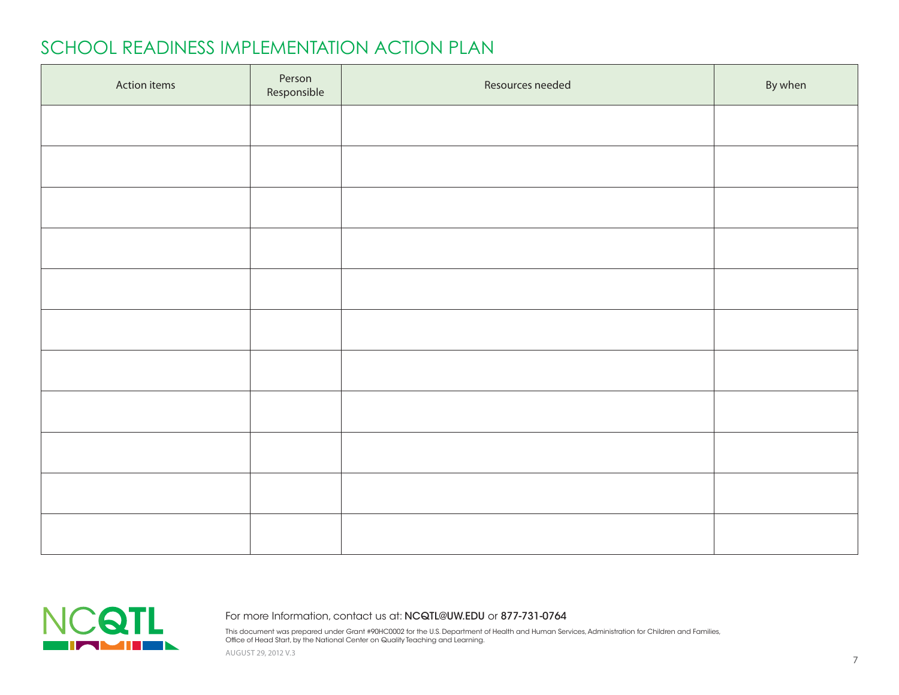# SCHOOL READINESS IMPLEMENTATION ACTION PLAN

| Action items | Person Responsible | Resources needed | By when |
|---|---|---|---|
| | | | |
| | | | |
| | | | |
| | | | |
| | | | |
| | | | |
| | | | |
| | | | |
| | | | |
| | | | |
| | | | |

NCQTL

For more Information, contact us at: **NCQTL@UW.EDU** or **877-731-0764**

This document was prepared under Grant #90HC0002 for the U.S. Department of Health and Human Services, Administration for Children and Families, Office of Head Start, by the National Center on Quality Teaching and Learning.

AUGUST 29, 2012 V.3